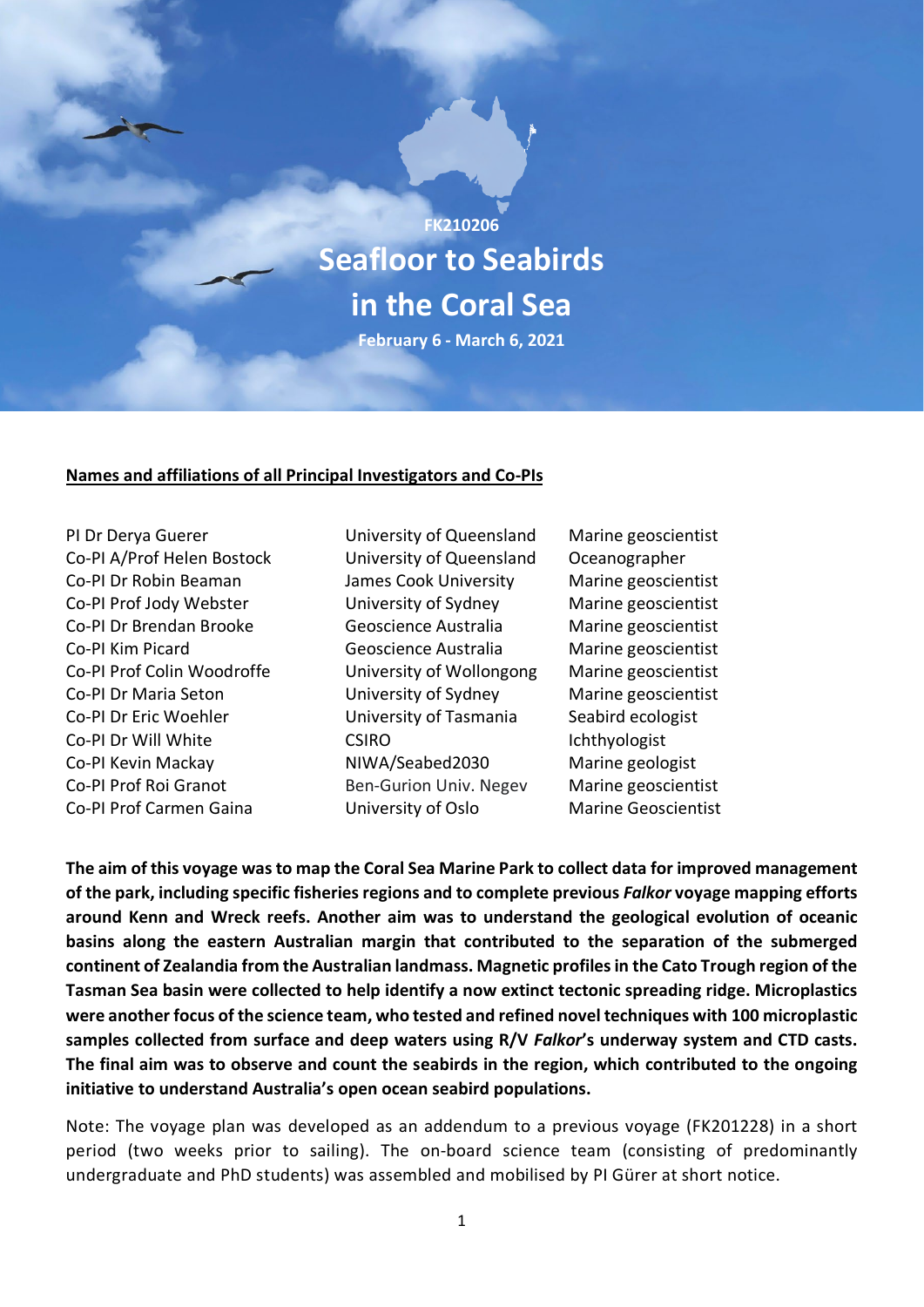FK210206

# Seafloor to Seabirds in the Coral Sea

February 6 - March 6, 2021

**Names and affiliations of all Principal Investigators and Co-PIs**

| | | |
|---|---|---|
| PI Dr Derya Guerer | University of Queensland | Marine geoscientist |
| Co-PI A/Prof Helen Bostock | University of Queensland | Oceanographer |
| Co-PI Dr Robin Beaman | James Cook University | Marine geoscientist |
| Co-PI Prof Jody Webster | University of Sydney | Marine geoscientist |
| Co-PI Dr Brendan Brooke | Geoscience Australia | Marine geoscientist |
| Co-PI Kim Picard | Geoscience Australia | Marine geoscientist |
| Co-PI Prof Colin Woodroffe | University of Wollongong | Marine geoscientist |
| Co-PI Dr Maria Seton | University of Sydney | Marine geoscientist |
| Co-PI Dr Eric Woehler | University of Tasmania | Seabird ecologist |
| Co-PI Dr Will White | CSIRO | Ichthyologist |
| Co-PI Kevin Mackay | NIWA/Seabed2030 | Marine geologist |
| Co-PI Prof Roi Granot | Ben-Gurion Univ. Negev | Marine geoscientist |
| Co-PI Prof Carmen Gaina | University of Oslo | Marine Geoscientist |

**The aim of this voyage was to map the Coral Sea Marine Park to collect data for improved management of the park, including specific fisheries regions and to complete previous *Falkor* voyage mapping efforts around Kenn and Wreck reefs. Another aim was to understand the geological evolution of oceanic basins along the eastern Australian margin that contributed to the separation of the submerged continent of Zealandia from the Australian landmass. Magnetic profiles in the Cato Trough region of the Tasman Sea basin were collected to help identify a now extinct tectonic spreading ridge. Microplastics were another focus of the science team, who tested and refined novel techniques with 100 microplastic samples collected from surface and deep waters using R/V *Falkor*'s underway system and CTD casts. The final aim was to observe and count the seabirds in the region, which contributed to the ongoing initiative to understand Australia's open ocean seabird populations.**

Note: The voyage plan was developed as an addendum to a previous voyage (FK201228) in a short period (two weeks prior to sailing). The on-board science team (consisting of predominantly undergraduate and PhD students) was assembled and mobilised by PI Gürer at short notice.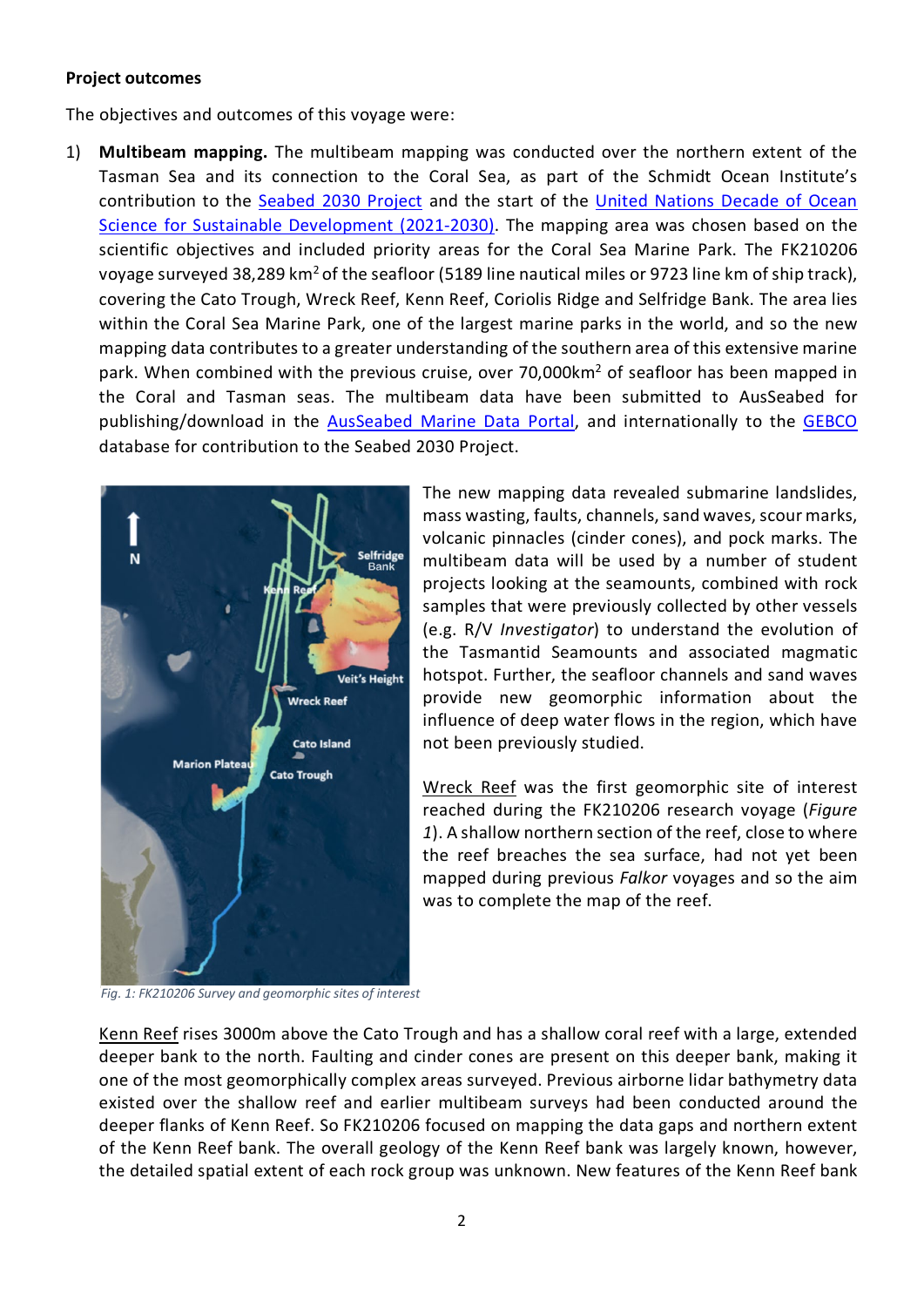**Project outcomes**

The objectives and outcomes of this voyage were:

1) **Multibeam mapping.** The multibeam mapping was conducted over the northern extent of the Tasman Sea and its connection to the Coral Sea, as part of the Schmidt Ocean Institute's contribution to the Seabed 2030 Project and the start of the United Nations Decade of Ocean Science for Sustainable Development (2021-2030). The mapping area was chosen based on the scientific objectives and included priority areas for the Coral Sea Marine Park. The FK210206 voyage surveyed 38,289 $km^2$ of the seafloor (5189 line nautical miles or 9723 line km of ship track), covering the Cato Trough, Wreck Reef, Kenn Reef, Coriolis Ridge and Selfridge Bank. The area lies within the Coral Sea Marine Park, one of the largest marine parks in the world, and so the new mapping data contributes to a greater understanding of the southern area of this extensive marine park. When combined with the previous cruise, over 70,000$km^2$ of seafloor has been mapped in the Coral and Tasman seas. The multibeam data have been submitted to AusSeabed for publishing/download in the AusSeabed Marine Data Portal, and internationally to the GEBCO database for contribution to the Seabed 2030 Project.

*Fig. 1: FK210206 Survey and geomorphic sites of interest*

The new mapping data revealed submarine landslides, mass wasting, faults, channels, sand waves, scour marks, volcanic pinnacles (cinder cones), and pock marks. The multibeam data will be used by a number of student projects looking at the seamounts, combined with rock samples that were previously collected by other vessels (e.g. R/V *Investigator*) to understand the evolution of the Tasmantid Seamounts and associated magmatic hotspot. Further, the seafloor channels and sand waves provide new geomorphic information about the influence of deep water flows in the region, which have not been previously studied.

Wreck Reef was the first geomorphic site of interest reached during the FK210206 research voyage (*Figure 1*). A shallow northern section of the reef, close to where the reef breaches the sea surface, had not yet been mapped during previous *Falkor* voyages and so the aim was to complete the map of the reef.

Kenn Reef rises 3000m above the Cato Trough and has a shallow coral reef with a large, extended deeper bank to the north. Faulting and cinder cones are present on this deeper bank, making it one of the most geomorphically complex areas surveyed. Previous airborne lidar bathymetry data existed over the shallow reef and earlier multibeam surveys had been conducted around the deeper flanks of Kenn Reef. So FK210206 focused on mapping the data gaps and northern extent of the Kenn Reef bank. The overall geology of the Kenn Reef bank was largely known, however, the detailed spatial extent of each rock group was unknown. New features of the Kenn Reef bank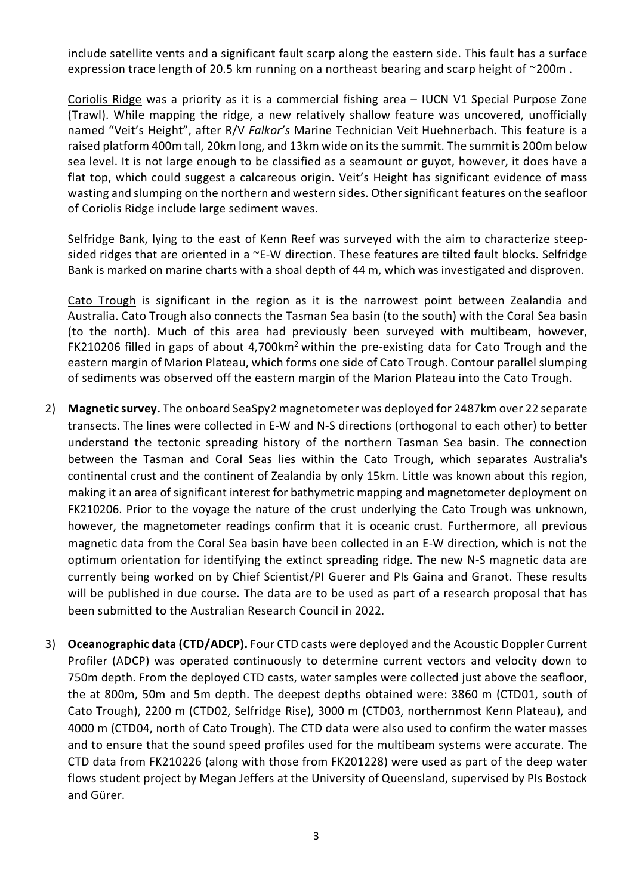include satellite vents and a significant fault scarp along the eastern side. This fault has a surface expression trace length of 20.5 km running on a northeast bearing and scarp height of ~200m .

Coriolis Ridge was a priority as it is a commercial fishing area – IUCN V1 Special Purpose Zone (Trawl). While mapping the ridge, a new relatively shallow feature was uncovered, unofficially named "Veit's Height", after R/V *Falkor's* Marine Technician Veit Huehnerbach. This feature is a raised platform 400m tall, 20km long, and 13km wide on its the summit. The summit is 200m below sea level. It is not large enough to be classified as a seamount or guyot, however, it does have a flat top, which could suggest a calcareous origin. Veit's Height has significant evidence of mass wasting and slumping on the northern and western sides. Other significant features on the seafloor of Coriolis Ridge include large sediment waves.

Selfridge Bank, lying to the east of Kenn Reef was surveyed with the aim to characterize steep-sided ridges that are oriented in a ~E-W direction. These features are tilted fault blocks. Selfridge Bank is marked on marine charts with a shoal depth of 44 m, which was investigated and disproven.

Cato Trough is significant in the region as it is the narrowest point between Zealandia and Australia. Cato Trough also connects the Tasman Sea basin (to the south) with the Coral Sea basin (to the north). Much of this area had previously been surveyed with multibeam, however, FK210206 filled in gaps of about 4,700km$^2$ within the pre-existing data for Cato Trough and the eastern margin of Marion Plateau, which forms one side of Cato Trough. Contour parallel slumping of sediments was observed off the eastern margin of the Marion Plateau into the Cato Trough.

2) **Magnetic survey.** The onboard SeaSpy2 magnetometer was deployed for 2487km over 22 separate transects. The lines were collected in E-W and N-S directions (orthogonal to each other) to better understand the tectonic spreading history of the northern Tasman Sea basin. The connection between the Tasman and Coral Seas lies within the Cato Trough, which separates Australia's continental crust and the continent of Zealandia by only 15km. Little was known about this region, making it an area of significant interest for bathymetric mapping and magnetometer deployment on FK210206. Prior to the voyage the nature of the crust underlying the Cato Trough was unknown, however, the magnetometer readings confirm that it is oceanic crust. Furthermore, all previous magnetic data from the Coral Sea basin have been collected in an E-W direction, which is not the optimum orientation for identifying the extinct spreading ridge. The new N-S magnetic data are currently being worked on by Chief Scientist/PI Guerer and PIs Gaina and Granot. These results will be published in due course. The data are to be used as part of a research proposal that has been submitted to the Australian Research Council in 2022.

3) **Oceanographic data (CTD/ADCP).** Four CTD casts were deployed and the Acoustic Doppler Current Profiler (ADCP) was operated continuously to determine current vectors and velocity down to 750m depth. From the deployed CTD casts, water samples were collected just above the seafloor, the at 800m, 50m and 5m depth. The deepest depths obtained were: 3860 m (CTD01, south of Cato Trough), 2200 m (CTD02, Selfridge Rise), 3000 m (CTD03, northernmost Kenn Plateau), and 4000 m (CTD04, north of Cato Trough). The CTD data were also used to confirm the water masses and to ensure that the sound speed profiles used for the multibeam systems were accurate. The CTD data from FK210226 (along with those from FK201228) were used as part of the deep water flows student project by Megan Jeffers at the University of Queensland, supervised by PIs Bostock and Gürer.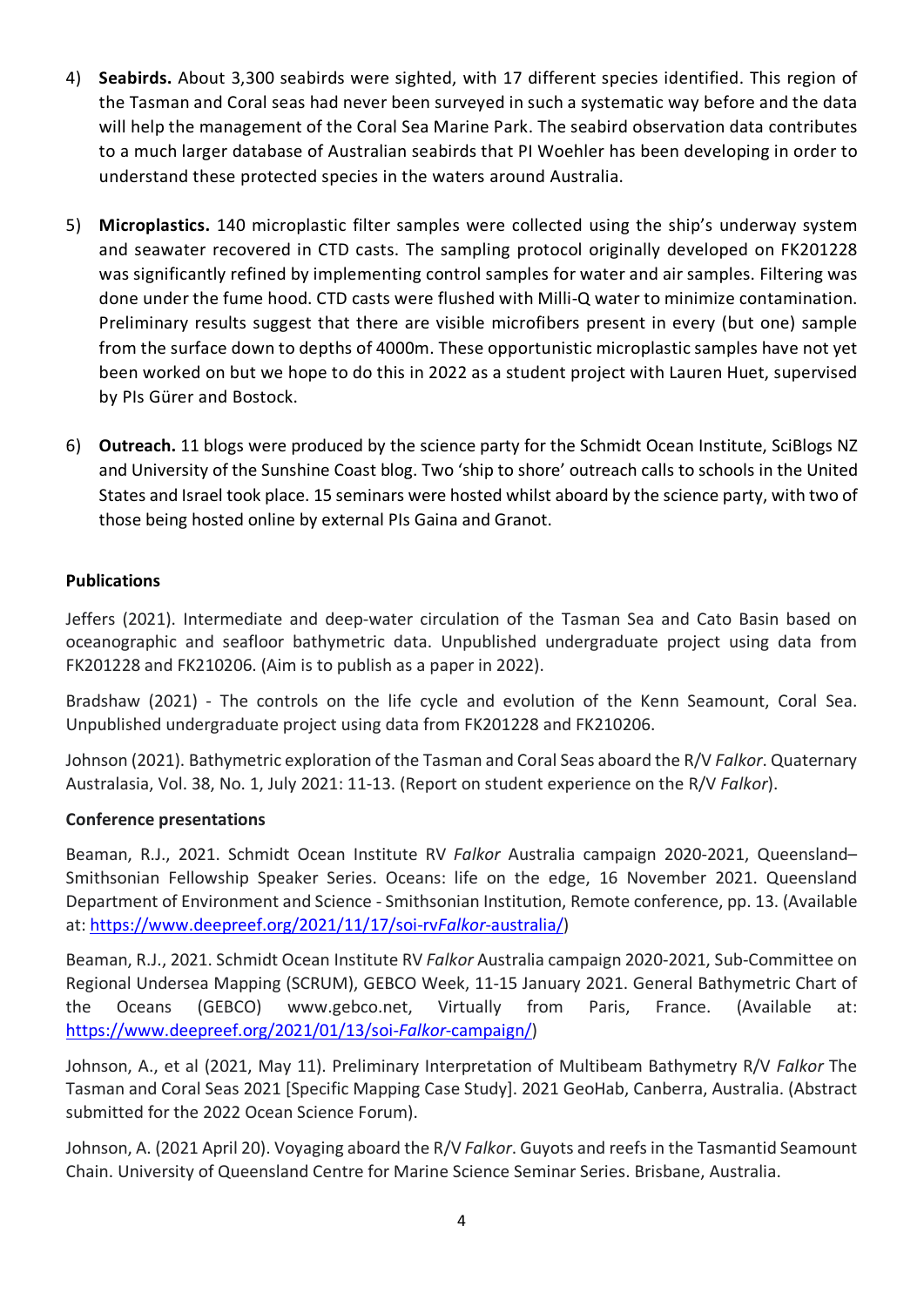4) **Seabirds.** About 3,300 seabirds were sighted, with 17 different species identified. This region of the Tasman and Coral seas had never been surveyed in such a systematic way before and the data will help the management of the Coral Sea Marine Park. The seabird observation data contributes to a much larger database of Australian seabirds that PI Woehler has been developing in order to understand these protected species in the waters around Australia.

5) **Microplastics.** 140 microplastic filter samples were collected using the ship's underway system and seawater recovered in CTD casts. The sampling protocol originally developed on FK201228 was significantly refined by implementing control samples for water and air samples. Filtering was done under the fume hood. CTD casts were flushed with Milli-Q water to minimize contamination. Preliminary results suggest that there are visible microfibers present in every (but one) sample from the surface down to depths of 4000m. These opportunistic microplastic samples have not yet been worked on but we hope to do this in 2022 as a student project with Lauren Huet, supervised by PIs Gürer and Bostock.

6) **Outreach.** 11 blogs were produced by the science party for the Schmidt Ocean Institute, SciBlogs NZ and University of the Sunshine Coast blog. Two 'ship to shore' outreach calls to schools in the United States and Israel took place. 15 seminars were hosted whilst aboard by the science party, with two of those being hosted online by external PIs Gaina and Granot.

**Publications**

Jeffers (2021). Intermediate and deep-water circulation of the Tasman Sea and Cato Basin based on oceanographic and seafloor bathymetric data. Unpublished undergraduate project using data from FK201228 and FK210206. (Aim is to publish as a paper in 2022).

Bradshaw (2021) - The controls on the life cycle and evolution of the Kenn Seamount, Coral Sea. Unpublished undergraduate project using data from FK201228 and FK210206.

Johnson (2021). Bathymetric exploration of the Tasman and Coral Seas aboard the R/V *Falkor*. Quaternary Australasia, Vol. 38, No. 1, July 2021: 11-13. (Report on student experience on the R/V *Falkor*).

**Conference presentations**

Beaman, R.J., 2021. Schmidt Ocean Institute RV *Falkor* Australia campaign 2020-2021, Queensland–Smithsonian Fellowship Speaker Series. Oceans: life on the edge, 16 November 2021. Queensland Department of Environment and Science - Smithsonian Institution, Remote conference, pp. 13. (Available at: https://www.deepreef.org/2021/11/17/soi-rv*Falkor*-australia/)

Beaman, R.J., 2021. Schmidt Ocean Institute RV *Falkor* Australia campaign 2020-2021, Sub-Committee on Regional Undersea Mapping (SCRUM), GEBCO Week, 11-15 January 2021. General Bathymetric Chart of the Oceans (GEBCO) www.gebco.net, Virtually from Paris, France. (Available at: https://www.deepreef.org/2021/01/13/soi-*Falkor*-campaign/)

Johnson, A., et al (2021, May 11). Preliminary Interpretation of Multibeam Bathymetry R/V *Falkor* The Tasman and Coral Seas 2021 [Specific Mapping Case Study]. 2021 GeoHab, Canberra, Australia. (Abstract submitted for the 2022 Ocean Science Forum).

Johnson, A. (2021 April 20). Voyaging aboard the R/V *Falkor*. Guyots and reefs in the Tasmantid Seamount Chain. University of Queensland Centre for Marine Science Seminar Series. Brisbane, Australia.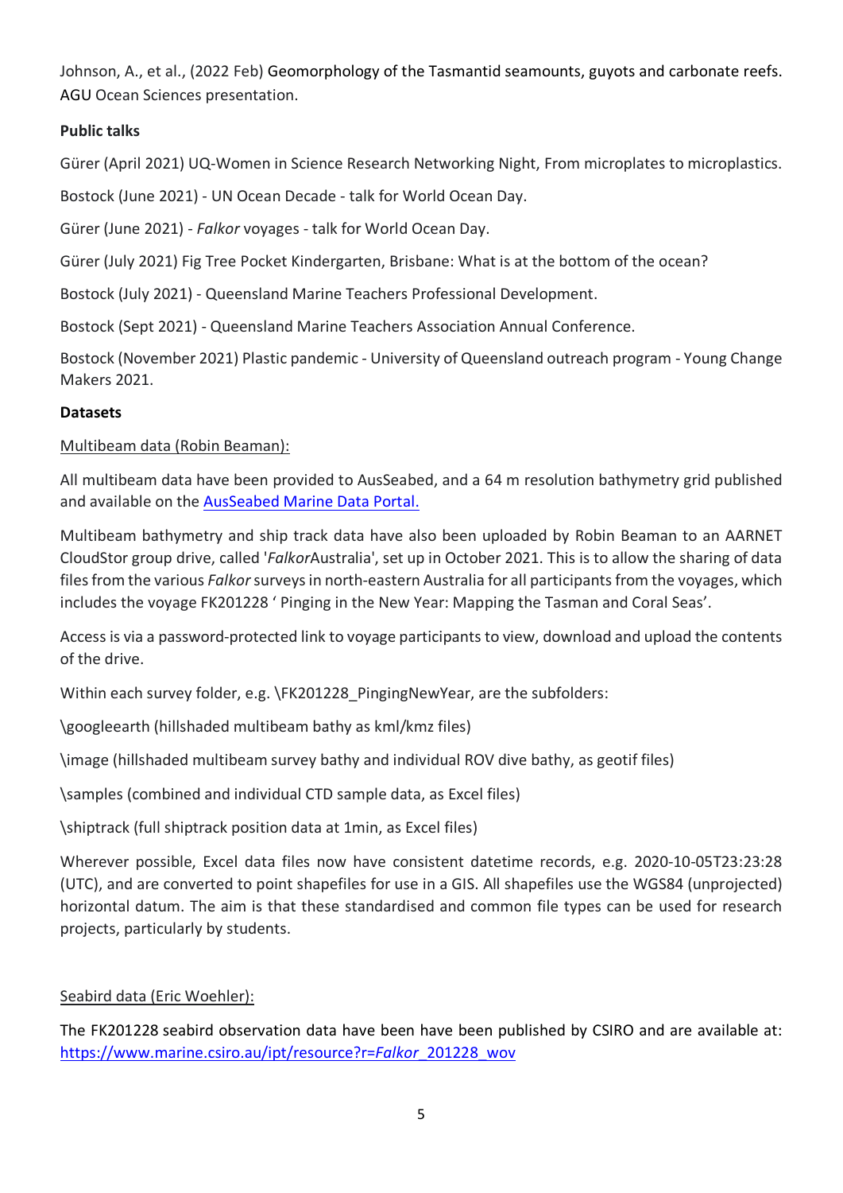Johnson, A., et al., (2022 Feb) Geomorphology of the Tasmantid seamounts, guyots and carbonate reefs. AGU Ocean Sciences presentation.

**Public talks**

Gürer (April 2021) UQ-Women in Science Research Networking Night, From microplates to microplastics.

Bostock (June 2021) - UN Ocean Decade - talk for World Ocean Day.

Gürer (June 2021) - *Falkor* voyages - talk for World Ocean Day.

Gürer (July 2021) Fig Tree Pocket Kindergarten, Brisbane: What is at the bottom of the ocean?

Bostock (July 2021) - Queensland Marine Teachers Professional Development.

Bostock (Sept 2021) - Queensland Marine Teachers Association Annual Conference.

Bostock (November 2021) Plastic pandemic - University of Queensland outreach program - Young Change Makers 2021.

**Datasets**

Multibeam data (Robin Beaman):

All multibeam data have been provided to AusSeabed, and a 64 m resolution bathymetry grid published and available on the [AusSeabed Marine Data Portal.]

Multibeam bathymetry and ship track data have also been uploaded by Robin Beaman to an AARNET CloudStor group drive, called '*Falkor*Australia', set up in October 2021. This is to allow the sharing of data files from the various *Falkor* surveys in north-eastern Australia for all participants from the voyages, which includes the voyage FK201228 ' Pinging in the New Year: Mapping the Tasman and Coral Seas'.

Access is via a password-protected link to voyage participants to view, download and upload the contents of the drive.

Within each survey folder, e.g. \FK201228_PingingNewYear, are the subfolders:

\googleearth (hillshaded multibeam bathy as kml/kmz files)

\image (hillshaded multibeam survey bathy and individual ROV dive bathy, as geotif files)

\samples (combined and individual CTD sample data, as Excel files)

\shiptrack (full shiptrack position data at 1min, as Excel files)

Wherever possible, Excel data files now have consistent datetime records, e.g. 2020-10-05T23:23:28 (UTC), and are converted to point shapefiles for use in a GIS. All shapefiles use the WGS84 (unprojected) horizontal datum. The aim is that these standardised and common file types can be used for research projects, particularly by students.

Seabird data (Eric Woehler):

The FK201228 seabird observation data have been have been published by CSIRO and are available at: https://www.marine.csiro.au/ipt/resource?r=*Falkor*_201228_wov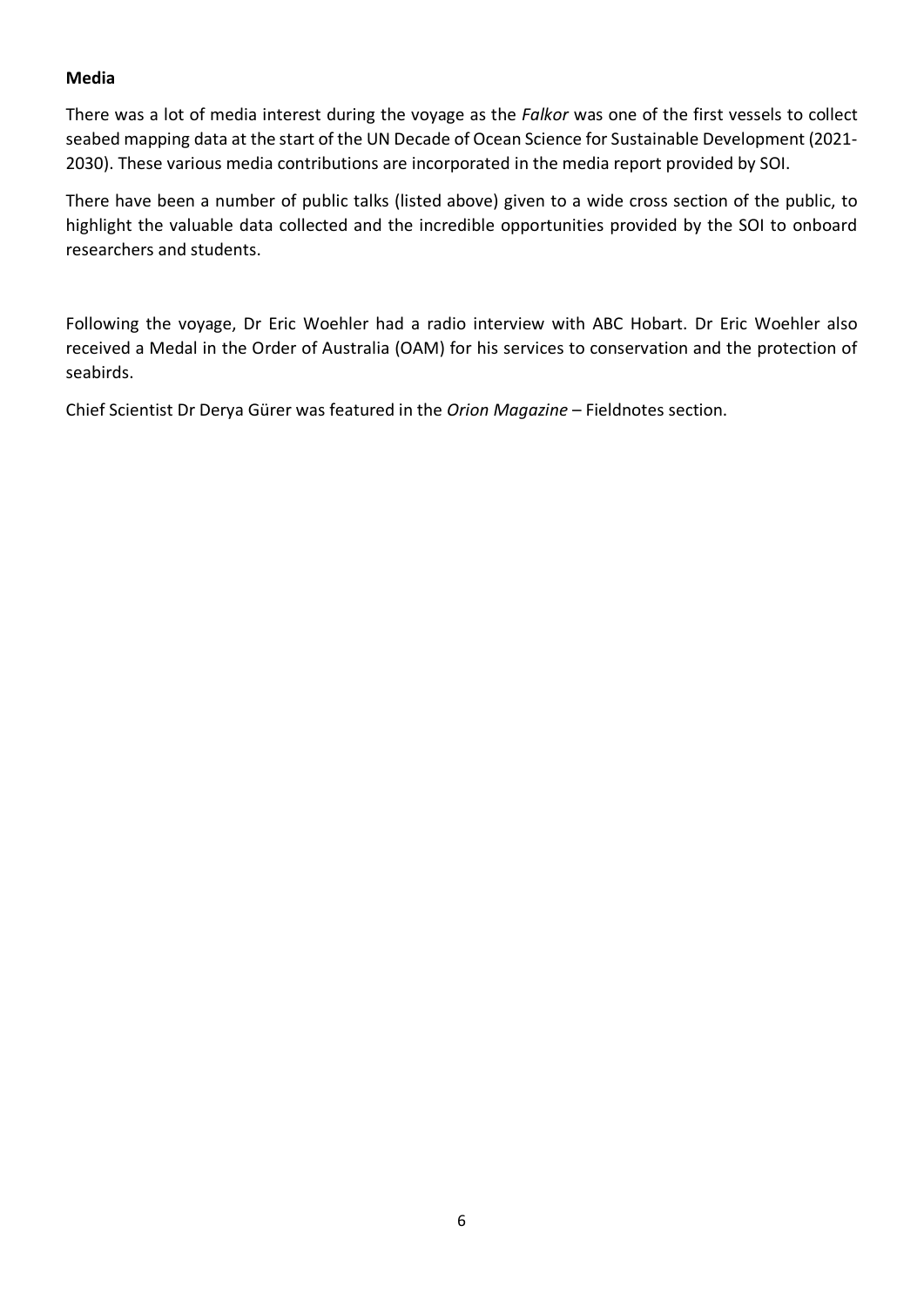**Media**

There was a lot of media interest during the voyage as the *Falkor* was one of the first vessels to collect seabed mapping data at the start of the UN Decade of Ocean Science for Sustainable Development (2021-2030). These various media contributions are incorporated in the media report provided by SOI.

There have been a number of public talks (listed above) given to a wide cross section of the public, to highlight the valuable data collected and the incredible opportunities provided by the SOI to onboard researchers and students.

Following the voyage, Dr Eric Woehler had a radio interview with ABC Hobart. Dr Eric Woehler also received a Medal in the Order of Australia (OAM) for his services to conservation and the protection of seabirds.

Chief Scientist Dr Derya Gürer was featured in the *Orion Magazine* – Fieldnotes section.